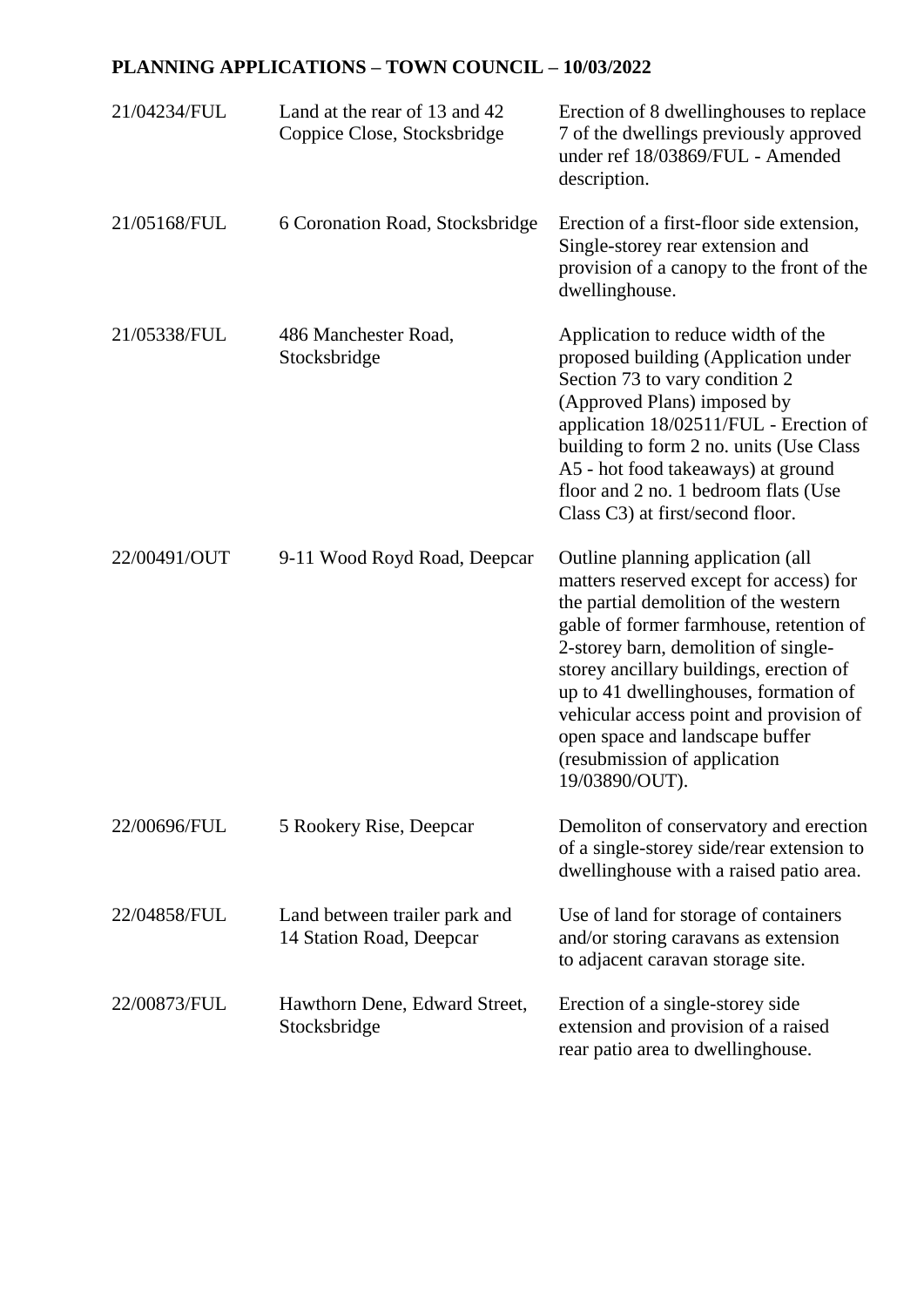**PLANNING APPLICATIONS – TOWN COUNCIL – 10/03/2022**

| | | |
|---|---|---|
| 21/04234/FUL | Land at the rear of 13 and 42 Coppice Close, Stocksbridge | Erection of 8 dwellinghouses to replace 7 of the dwellings previously approved under ref 18/03869/FUL - Amended description. |
| 21/05168/FUL | 6 Coronation Road, Stocksbridge | Erection of a first-floor side extension, Single-storey rear extension and provision of a canopy to the front of the dwellinghouse. |
| 21/05338/FUL | 486 Manchester Road, Stocksbridge | Application to reduce width of the proposed building (Application under Section 73 to vary condition 2 (Approved Plans) imposed by application 18/02511/FUL - Erection of building to form 2 no. units (Use Class A5 - hot food takeaways) at ground floor and 2 no. 1 bedroom flats (Use Class C3) at first/second floor. |
| 22/00491/OUT | 9-11 Wood Royd Road, Deepcar | Outline planning application (all matters reserved except for access) for the partial demolition of the western gable of former farmhouse, retention of 2-storey barn, demolition of single-storey ancillary buildings, erection of up to 41 dwellinghouses, formation of vehicular access point and provision of open space and landscape buffer (resubmission of application 19/03890/OUT). |
| 22/00696/FUL | 5 Rookery Rise, Deepcar | Demoliton of conservatory and erection of a single-storey side/rear extension to dwellinghouse with a raised patio area. |
| 22/04858/FUL | Land between trailer park and 14 Station Road, Deepcar | Use of land for storage of containers and/or storing caravans as extension to adjacent caravan storage site. |
| 22/00873/FUL | Hawthorn Dene, Edward Street, Stocksbridge | Erection of a single-storey side extension and provision of a raised rear patio area to dwellinghouse. |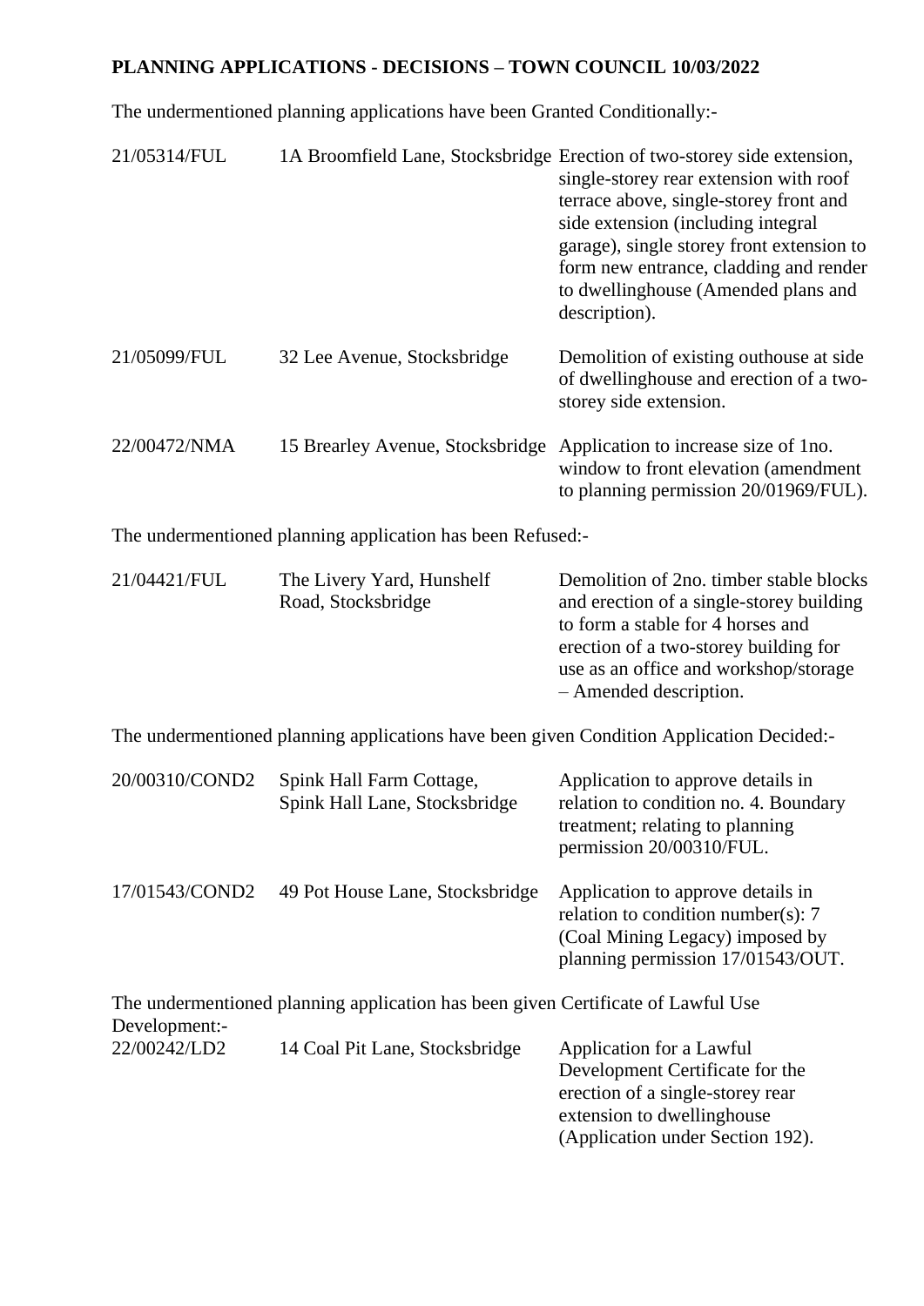**PLANNING APPLICATIONS - DECISIONS – TOWN COUNCIL 10/03/2022**

The undermentioned planning applications have been Granted Conditionally:-

| | | |
|---|---|---|
| 21/05314/FUL | 1A Broomfield Lane, Stocksbridge | Erection of two-storey side extension, single-storey rear extension with roof terrace above, single-storey front and side extension (including integral garage), single storey front extension to form new entrance, cladding and render to dwellinghouse (Amended plans and description). |
| 21/05099/FUL | 32 Lee Avenue, Stocksbridge | Demolition of existing outhouse at side of dwellinghouse and erection of a two-storey side extension. |
| 22/00472/NMA | 15 Brearley Avenue, Stocksbridge | Application to increase size of 1no. window to front elevation (amendment to planning permission 20/01969/FUL). |

The undermentioned planning application has been Refused:-

| | | |
|---|---|---|
| 21/04421/FUL | The Livery Yard, Hunshelf Road, Stocksbridge | Demolition of 2no. timber stable blocks and erection of a single-storey building to form a stable for 4 horses and erection of a two-storey building for use as an office and workshop/storage – Amended description. |

The undermentioned planning applications have been given Condition Application Decided:-

| | | |
|---|---|---|
| 20/00310/COND2 | Spink Hall Farm Cottage, Spink Hall Lane, Stocksbridge | Application to approve details in relation to condition no. 4. Boundary treatment; relating to planning permission 20/00310/FUL. |
| 17/01543/COND2 | 49 Pot House Lane, Stocksbridge | Application to approve details in relation to condition number(s): 7 (Coal Mining Legacy) imposed by planning permission 17/01543/OUT. |

The undermentioned planning application has been given Certificate of Lawful Use Development:-

| | | |
|---|---|---|
| 22/00242/LD2 | 14 Coal Pit Lane, Stocksbridge | Application for a Lawful Development Certificate for the erection of a single-storey rear extension to dwellinghouse (Application under Section 192). |